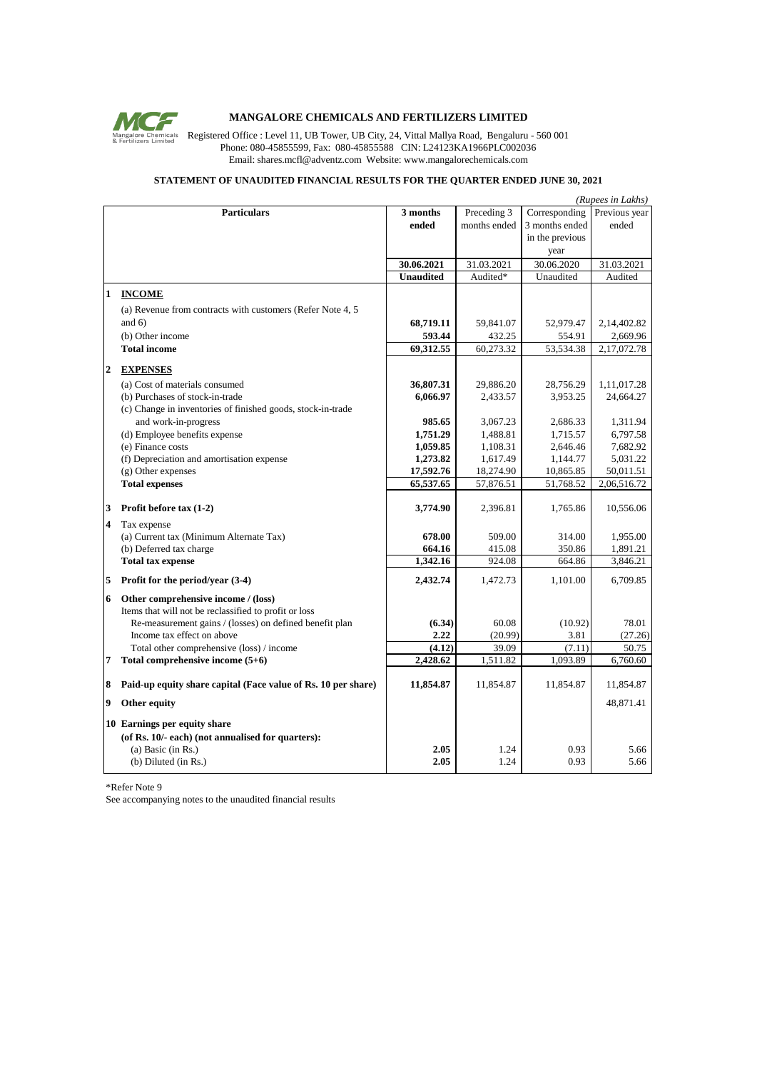# MANGALORE CHEMICALS AND FERTILIZERS LIMITED

Registered Office : Level 11, UB Tower, UB City, 24, Vittal Mallya Road, Bengaluru - 560 001
Phone: 080-45855599, Fax: 080-45855588 CIN: L24123KA1966PLC002036
Email: shares.mcfl@adventz.com Website: www.mangalorechemicals.com

## STATEMENT OF UNAUDITED FINANCIAL RESULTS FOR THE QUARTER ENDED JUNE 30, 2021

*(Rupees in Lakhs)*

| | Particulars | 3 months ended | Preceding 3 months ended | Corresponding 3 months ended in the previous year | Previous year ended |
|---|---|---|---|---|---|
| | | **30.06.2021** | 31.03.2021 | 30.06.2020 | 31.03.2021 |
| | | **Unaudited** | Audited* | Unaudited | Audited |
| **1** | **INCOME** | | | | |
| | (a) Revenue from contracts with customers (Refer Note 4, 5 and 6) | **68,719.11** | 59,841.07 | 52,979.47 | 2,14,402.82 |
| | (b) Other income | **593.44** | 432.25 | 554.91 | 2,669.96 |
| | **Total income** | **69,312.55** | 60,273.32 | 53,534.38 | 2,17,072.78 |
| **2** | **EXPENSES** | | | | |
| | (a) Cost of materials consumed | **36,807.31** | 29,886.20 | 28,756.29 | 1,11,017.28 |
| | (b) Purchases of stock-in-trade | **6,066.97** | 2,433.57 | 3,953.25 | 24,664.27 |
| | (c) Change in inventories of finished goods, stock-in-trade and work-in-progress | **985.65** | 3,067.23 | 2,686.33 | 1,311.94 |
| | (d) Employee benefits expense | **1,751.29** | 1,488.81 | 1,715.57 | 6,797.58 |
| | (e) Finance costs | **1,059.85** | 1,108.31 | 2,646.46 | 7,682.92 |
| | (f) Depreciation and amortisation expense | **1,273.82** | 1,617.49 | 1,144.77 | 5,031.22 |
| | (g) Other expenses | **17,592.76** | 18,274.90 | 10,865.85 | 50,011.51 |
| | **Total expenses** | **65,537.65** | 57,876.51 | 51,768.52 | 2,06,516.72 |
| **3** | **Profit before tax (1-2)** | **3,774.90** | 2,396.81 | 1,765.86 | 10,556.06 |
| **4** | Tax expense | | | | |
| | (a) Current tax (Minimum Alternate Tax) | **678.00** | 509.00 | 314.00 | 1,955.00 |
| | (b) Deferred tax charge | **664.16** | 415.08 | 350.86 | 1,891.21 |
| | **Total tax expense** | **1,342.16** | 924.08 | 664.86 | 3,846.21 |
| **5** | **Profit for the period/year (3-4)** | **2,432.74** | 1,472.73 | 1,101.00 | 6,709.85 |
| **6** | **Other comprehensive income / (loss)** | | | | |
| | Items that will not be reclassified to profit or loss | | | | |
| | Re-measurement gains / (losses) on defined benefit plan | **(6.34)** | 60.08 | (10.92) | 78.01 |
| | Income tax effect on above | **2.22** | (20.99) | 3.81 | (27.26) |
| | Total other comprehensive (loss) / income | **(4.12)** | 39.09 | (7.11) | 50.75 |
| **7** | **Total comprehensive income (5+6)** | **2,428.62** | 1,511.82 | 1,093.89 | 6,760.60 |
| **8** | **Paid-up equity share capital (Face value of Rs. 10 per share)** | **11,854.87** | 11,854.87 | 11,854.87 | 11,854.87 |
| **9** | **Other equity** | | | | 48,871.41 |
| **10** | **Earnings per equity share** | | | | |
| | **(of Rs. 10/- each) (not annualised for quarters):** | | | | |
| | (a) Basic (in Rs.) | **2.05** | 1.24 | 0.93 | 5.66 |
| | (b) Diluted (in Rs.) | **2.05** | 1.24 | 0.93 | 5.66 |

*Refer Note 9

See accompanying notes to the unaudited financial results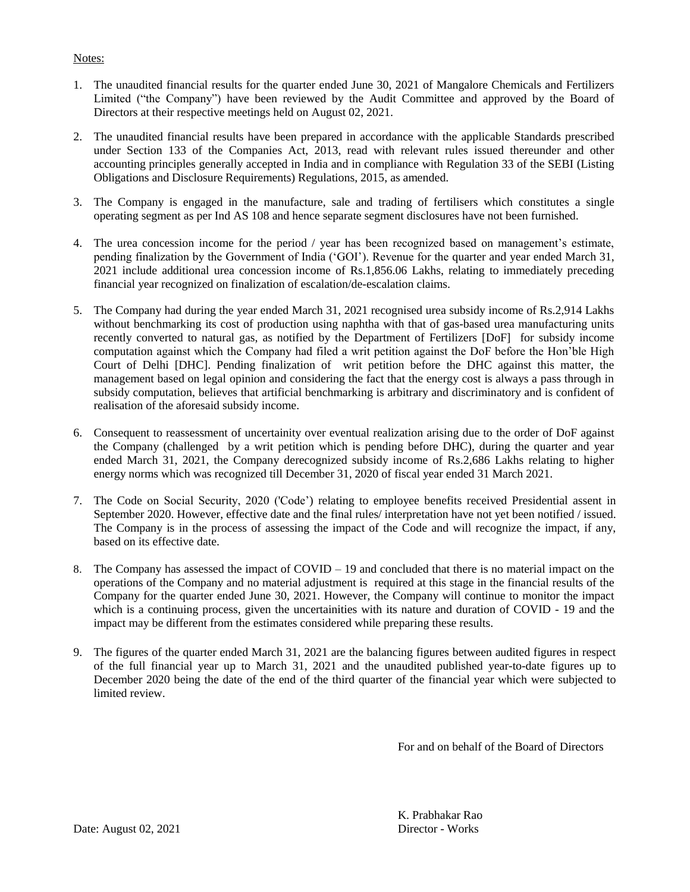Notes:

1. The unaudited financial results for the quarter ended June 30, 2021 of Mangalore Chemicals and Fertilizers Limited ("the Company") have been reviewed by the Audit Committee and approved by the Board of Directors at their respective meetings held on August 02, 2021.

2. The unaudited financial results have been prepared in accordance with the applicable Standards prescribed under Section 133 of the Companies Act, 2013, read with relevant rules issued thereunder and other accounting principles generally accepted in India and in compliance with Regulation 33 of the SEBI (Listing Obligations and Disclosure Requirements) Regulations, 2015, as amended.

3. The Company is engaged in the manufacture, sale and trading of fertilisers which constitutes a single operating segment as per Ind AS 108 and hence separate segment disclosures have not been furnished.

4. The urea concession income for the period / year has been recognized based on management's estimate, pending finalization by the Government of India ('GOI'). Revenue for the quarter and year ended March 31, 2021 include additional urea concession income of Rs.1,856.06 Lakhs, relating to immediately preceding financial year recognized on finalization of escalation/de-escalation claims.

5. The Company had during the year ended March 31, 2021 recognised urea subsidy income of Rs.2,914 Lakhs without benchmarking its cost of production using naphtha with that of gas-based urea manufacturing units recently converted to natural gas, as notified by the Department of Fertilizers [DoF] for subsidy income computation against which the Company had filed a writ petition against the DoF before the Hon'ble High Court of Delhi [DHC]. Pending finalization of writ petition before the DHC against this matter, the management based on legal opinion and considering the fact that the energy cost is always a pass through in subsidy computation, believes that artificial benchmarking is arbitrary and discriminatory and is confident of realisation of the aforesaid subsidy income.

6. Consequent to reassessment of uncertainity over eventual realization arising due to the order of DoF against the Company (challenged by a writ petition which is pending before DHC), during the quarter and year ended March 31, 2021, the Company derecognized subsidy income of Rs.2,686 Lakhs relating to higher energy norms which was recognized till December 31, 2020 of fiscal year ended 31 March 2021.

7. The Code on Social Security, 2020 ('Code') relating to employee benefits received Presidential assent in September 2020. However, effective date and the final rules/ interpretation have not yet been notified / issued. The Company is in the process of assessing the impact of the Code and will recognize the impact, if any, based on its effective date.

8. The Company has assessed the impact of COVID – 19 and concluded that there is no material impact on the operations of the Company and no material adjustment is required at this stage in the financial results of the Company for the quarter ended June 30, 2021. However, the Company will continue to monitor the impact which is a continuing process, given the uncertainities with its nature and duration of COVID - 19 and the impact may be different from the estimates considered while preparing these results.

9. The figures of the quarter ended March 31, 2021 are the balancing figures between audited figures in respect of the full financial year up to March 31, 2021 and the unaudited published year-to-date figures up to December 2020 being the date of the end of the third quarter of the financial year which were subjected to limited review.

For and on behalf of the Board of Directors

K. Prabhakar Rao
Director - Works

Date: August 02, 2021